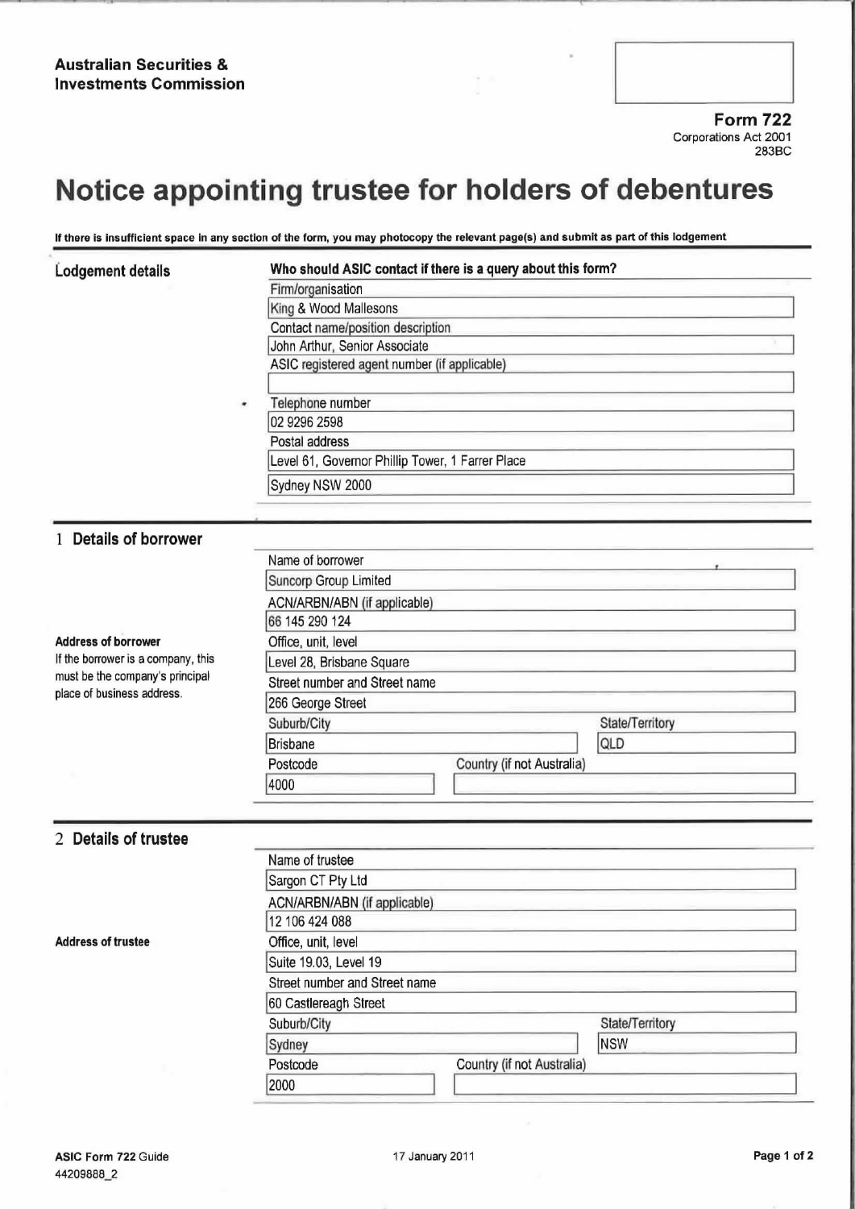**Australian Securities & Investments Commission**

**Form 722**
Corporations Act 2001
283BC

# Notice appointing trustee for holders of debentures

**If there is insufficient space in any section of the form, you may photocopy the relevant page(s) and submit as part of this lodgement**

## Lodgement details

**Who should ASIC contact if there is a query about this form?**

Firm/organisation
King & Wood Mallesons

Contact name/position description
John Arthur, Senior Associate

ASIC registered agent number (if applicable)

Telephone number
02 9296 2598

Postal address
Level 61, Governor Phillip Tower, 1 Farrer Place
Sydney NSW 2000

## 1 Details of borrower

Name of borrower
Suncorp Group Limited

ACN/ARBN/ABN (if applicable)
66 145 290 124

**Address of borrower**
If the borrower is a company, this must be the company's principal place of business address.

Office, unit, level
Level 28, Brisbane Square

Street number and Street name
266 George Street

Suburb/City
Brisbane

State/Territory
QLD

Postcode
4000

Country (if not Australia)

## 2 Details of trustee

Name of trustee
Sargon CT Pty Ltd

ACN/ARBN/ABN (if applicable)
12 106 424 088

**Address of trustee**

Office, unit, level
Suite 19.03, Level 19

Street number and Street name
60 Castlereagh Street

Suburb/City
Sydney

State/Territory
NSW

Postcode
2000

Country (if not Australia)

ASIC Form 722 Guide
44209888_2

17 January 2011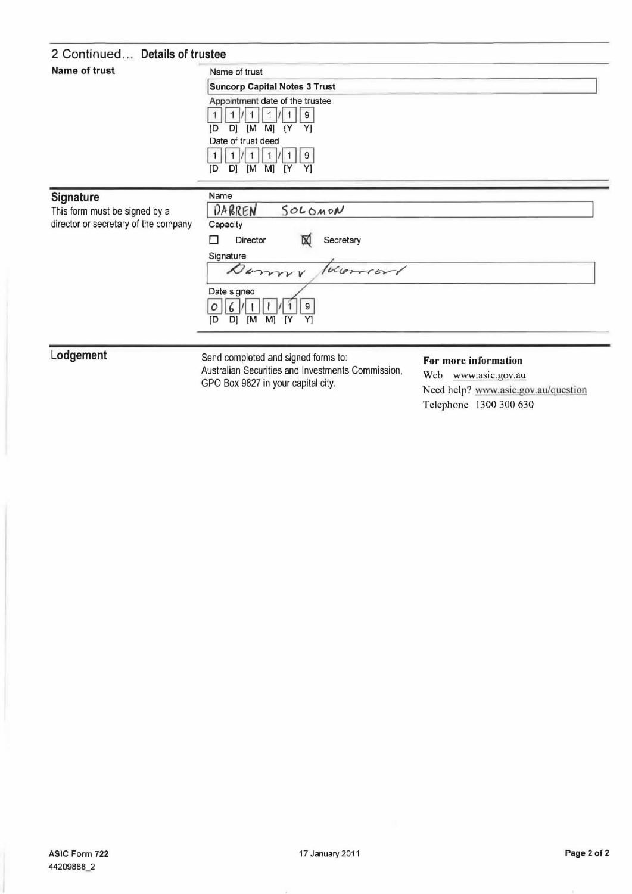## 2 Continued... Details of trustee

**Name of trust**

Name of trust

**Suncorp Capital Notes 3 Trust**

Appointment date of the trustee

1 1 / 1 1 / 1 9
[D D] [M M] [Y Y]

Date of trust deed

1 1 / 1 1 / 1 9
[D D] [M M] [Y Y]

## Signature

This form must be signed by a director or secretary of the company

Name

DARREN SOLOMON

Capacity

☐ Director ☒ Secretary

Signature

[Signature]

Date signed

0 6 / 1 1 / 1 9
[D D] [M M] [Y Y]

## Lodgement

Send completed and signed forms to:
Australian Securities and Investments Commission,
GPO Box 9827 in your capital city.

**For more information**

Web www.asic.gov.au

Need help? www.asic.gov.au/question

Telephone 1300 300 630

ASIC Form 722
44209888_2

17 January 2011